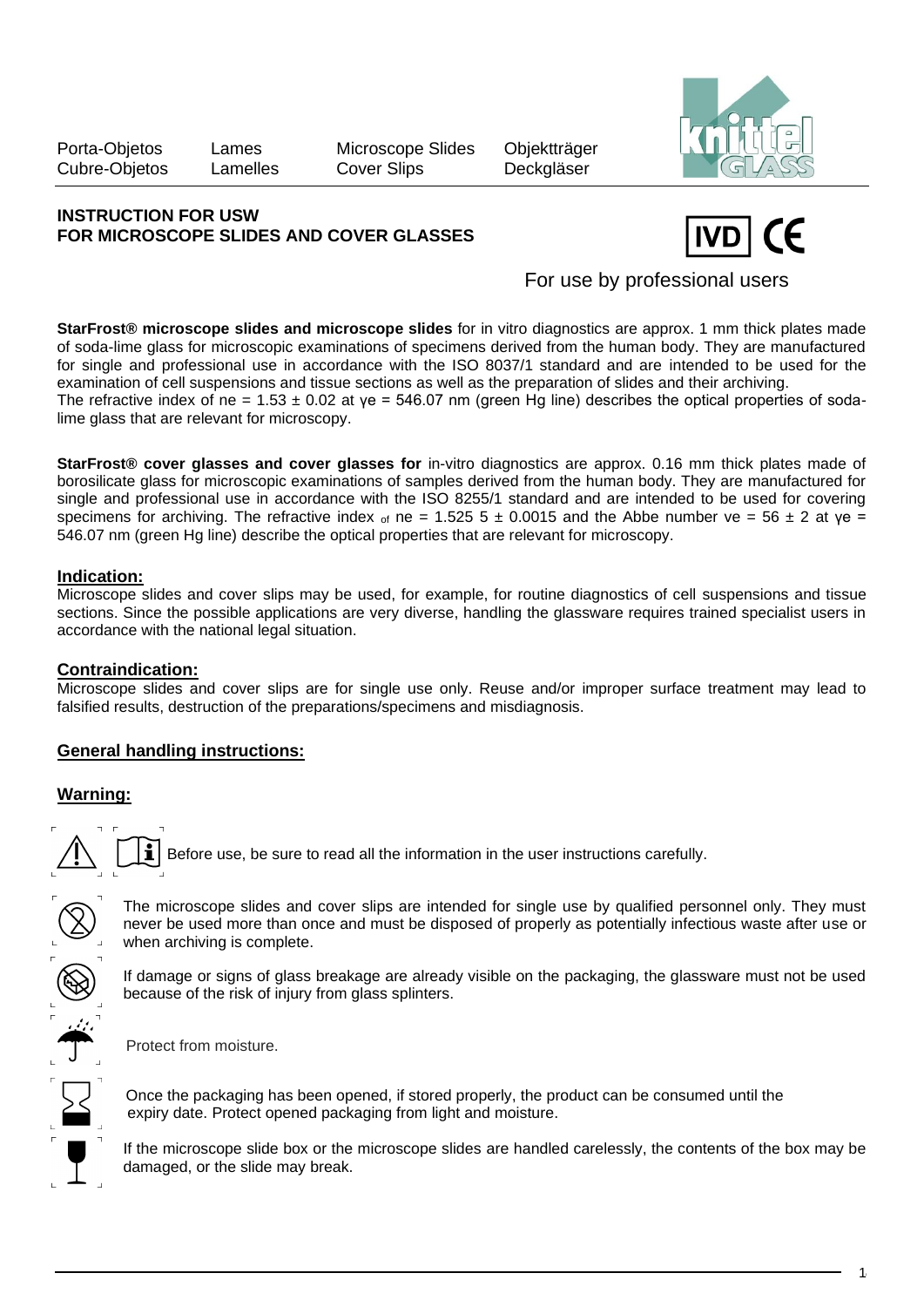Porta-Objetos Lames Microscope Slides Objektträger
Cubre-Objetos Lamelles Cover Slips Deckgläser

**INSTRUCTION FOR USW**
**FOR MICROSCOPE SLIDES AND COVER GLASSES**

IVD CE

For use by professional users

**StarFrost® microscope slides and microscope slides** for in vitro diagnostics are approx. 1 mm thick plates made of soda-lime glass for microscopic examinations of specimens derived from the human body. They are manufactured for single and professional use in accordance with the ISO 8037/1 standard and are intended to be used for the examination of cell suspensions and tissue sections as well as the preparation of slides and their archiving.
The refractive index of ne = 1.53 ± 0.02 at γe = 546.07 nm (green Hg line) describes the optical properties of soda-lime glass that are relevant for microscopy.

**StarFrost® cover glasses and cover glasses for** in-vitro diagnostics are approx. 0.16 mm thick plates made of borosilicate glass for microscopic examinations of samples derived from the human body. They are manufactured for single and professional use in accordance with the ISO 8255/1 standard and are intended to be used for covering specimens for archiving. The refractive index of ne = 1.525 5 ± 0.0015 and the Abbe number ve = 56 ± 2 at γe = 546.07 nm (green Hg line) describe the optical properties that are relevant for microscopy.

## Indication:

Microscope slides and cover slips may be used, for example, for routine diagnostics of cell suspensions and tissue sections. Since the possible applications are very diverse, handling the glassware requires trained specialist users in accordance with the national legal situation.

## Contraindication:

Microscope slides and cover slips are for single use only. Reuse and/or improper surface treatment may lead to falsified results, destruction of the preparations/specimens and misdiagnosis.

## General handling instructions:

## Warning:

Before use, be sure to read all the information in the user instructions carefully.

The microscope slides and cover slips are intended for single use by qualified personnel only. They must never be used more than once and must be disposed of properly as potentially infectious waste after use or when archiving is complete.

If damage or signs of glass breakage are already visible on the packaging, the glassware must not be used because of the risk of injury from glass splinters.

Protect from moisture.

Once the packaging has been opened, if stored properly, the product can be consumed until the expiry date. Protect opened packaging from light and moisture.

If the microscope slide box or the microscope slides are handled carelessly, the contents of the box may be damaged, or the slide may break.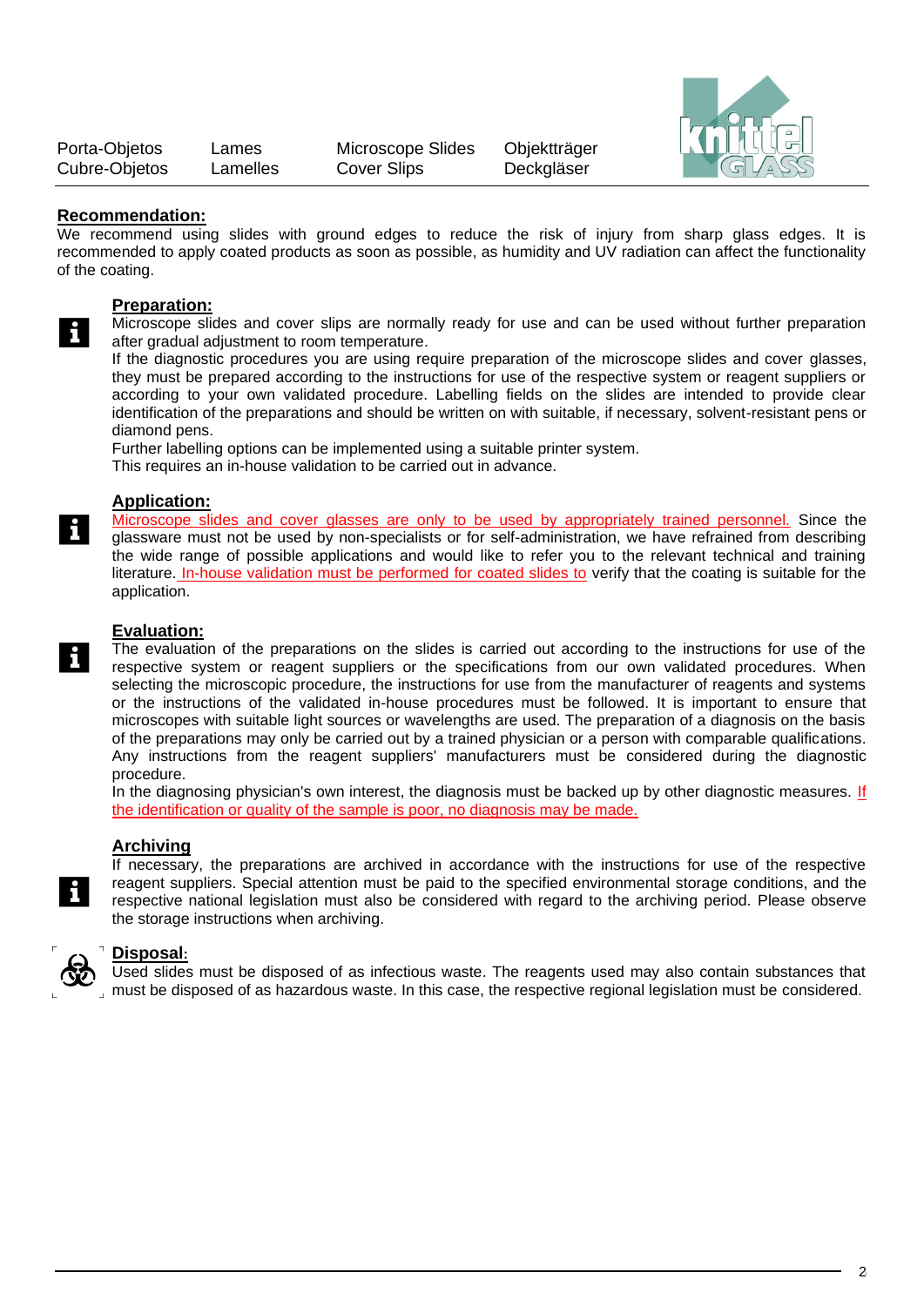| | | | |
|---|---|---|---|
| Porta-Objetos | Lames | Microscope Slides | Objektträger |
| Cubre-Objetos | Lamelles | Cover Slips | Deckgläser |

**Recommendation:**

We recommend using slides with ground edges to reduce the risk of injury from sharp glass edges. It is recommended to apply coated products as soon as possible, as humidity and UV radiation can affect the functionality of the coating.

**Preparation:**

Microscope slides and cover slips are normally ready for use and can be used without further preparation after gradual adjustment to room temperature.
If the diagnostic procedures you are using require preparation of the microscope slides and cover glasses, they must be prepared according to the instructions for use of the respective system or reagent suppliers or according to your own validated procedure. Labelling fields on the slides are intended to provide clear identification of the preparations and should be written on with suitable, if necessary, solvent-resistant pens or diamond pens.
Further labelling options can be implemented using a suitable printer system.
This requires an in-house validation to be carried out in advance.

**Application:**

Microscope slides and cover glasses are only to be used by appropriately trained personnel. Since the glassware must not be used by non-specialists or for self-administration, we have refrained from describing the wide range of possible applications and would like to refer you to the relevant technical and training literature. In-house validation must be performed for coated slides to verify that the coating is suitable for the application.

**Evaluation:**

The evaluation of the preparations on the slides is carried out according to the instructions for use of the respective system or reagent suppliers or the specifications from our own validated procedures. When selecting the microscopic procedure, the instructions for use from the manufacturer of reagents and systems or the instructions of the validated in-house procedures must be followed. It is important to ensure that microscopes with suitable light sources or wavelengths are used. The preparation of a diagnosis on the basis of the preparations may only be carried out by a trained physician or a person with comparable qualifications. Any instructions from the reagent suppliers' manufacturers must be considered during the diagnostic procedure.
In the diagnosing physician's own interest, the diagnosis must be backed up by other diagnostic measures. If the identification or quality of the sample is poor, no diagnosis may be made.

**Archiving**

If necessary, the preparations are archived in accordance with the instructions for use of the respective reagent suppliers. Special attention must be paid to the specified environmental storage conditions, and the respective national legislation must also be considered with regard to the archiving period. Please observe the storage instructions when archiving.

**Disposal:**

Used slides must be disposed of as infectious waste. The reagents used may also contain substances that must be disposed of as hazardous waste. In this case, the respective regional legislation must be considered.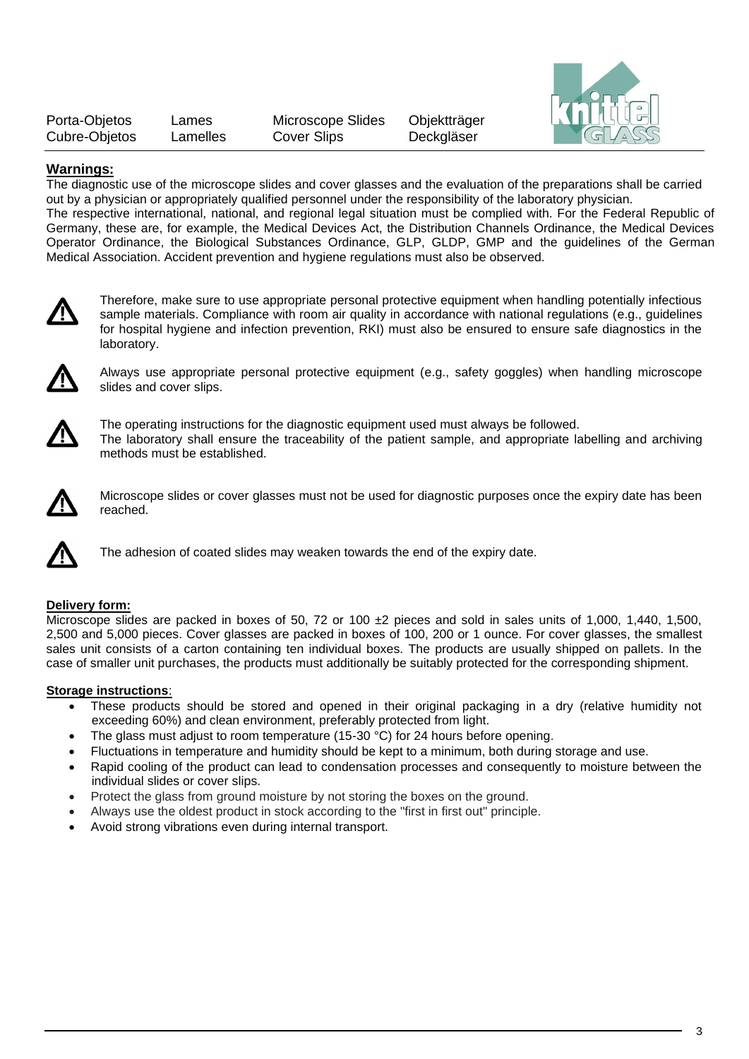| Porta-Objetos | Lames | Microscope Slides | Objektträger |
|---|---|---|---|
| Cubre-Objetos | Lamelles | Cover Slips | Deckgläser |

## Warnings:

The diagnostic use of the microscope slides and cover glasses and the evaluation of the preparations shall be carried out by a physician or appropriately qualified personnel under the responsibility of the laboratory physician.
The respective international, national, and regional legal situation must be complied with. For the Federal Republic of Germany, these are, for example, the Medical Devices Act, the Distribution Channels Ordinance, the Medical Devices Operator Ordinance, the Biological Substances Ordinance, GLP, GLDP, GMP and the guidelines of the German Medical Association. Accident prevention and hygiene regulations must also be observed.

⚠ Therefore, make sure to use appropriate personal protective equipment when handling potentially infectious sample materials. Compliance with room air quality in accordance with national regulations (e.g., guidelines for hospital hygiene and infection prevention, RKI) must also be ensured to ensure safe diagnostics in the laboratory.

⚠ Always use appropriate personal protective equipment (e.g., safety goggles) when handling microscope slides and cover slips.

⚠ The operating instructions for the diagnostic equipment used must always be followed.
The laboratory shall ensure the traceability of the patient sample, and appropriate labelling and archiving methods must be established.

⚠ Microscope slides or cover glasses must not be used for diagnostic purposes once the expiry date has been reached.

⚠ The adhesion of coated slides may weaken towards the end of the expiry date.

## Delivery form:

Microscope slides are packed in boxes of 50, 72 or 100 ±2 pieces and sold in sales units of 1,000, 1,440, 1,500, 2,500 and 5,000 pieces. Cover glasses are packed in boxes of 100, 200 or 1 ounce. For cover glasses, the smallest sales unit consists of a carton containing ten individual boxes. The products are usually shipped on pallets. In the case of smaller unit purchases, the products must additionally be suitably protected for the corresponding shipment.

## Storage instructions:

- These products should be stored and opened in their original packaging in a dry (relative humidity not exceeding 60%) and clean environment, preferably protected from light.
- The glass must adjust to room temperature (15-30 °C) for 24 hours before opening.
- Fluctuations in temperature and humidity should be kept to a minimum, both during storage and use.
- Rapid cooling of the product can lead to condensation processes and consequently to moisture between the individual slides or cover slips.
- Protect the glass from ground moisture by not storing the boxes on the ground.
- Always use the oldest product in stock according to the "first in first out" principle.
- Avoid strong vibrations even during internal transport.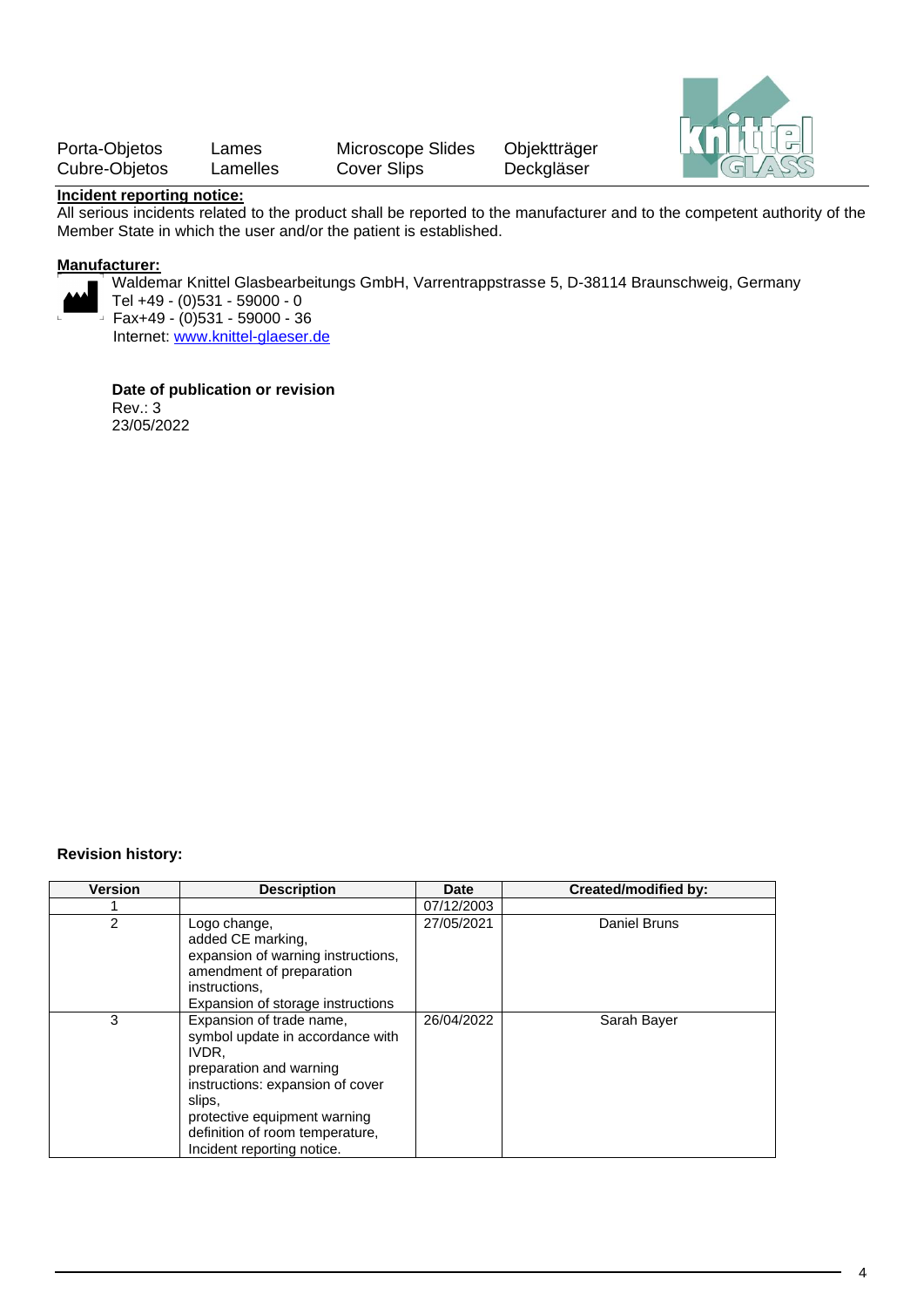| | | | |
|---|---|---|---|
| Porta-Objetos | Lames | Microscope Slides | Objektträger |
| Cubre-Objetos | Lamelles | Cover Slips | Deckgläser |

**Incident reporting notice:**

All serious incidents related to the product shall be reported to the manufacturer and to the competent authority of the Member State in which the user and/or the patient is established.

**Manufacturer:**

Waldemar Knittel Glasbearbeitungs GmbH, Varrentrappstrasse 5, D-38114 Braunschweig, Germany
Tel +49 - (0)531 - 59000 - 0
Fax+49 - (0)531 - 59000 - 36
Internet: www.knittel-glaeser.de

**Date of publication or revision**
Rev.: 3
23/05/2022

**Revision history:**

| Version | Description | Date | Created/modified by: |
|---|---|---|---|
| 1 | | 07/12/2003 | |
| 2 | Logo change, added CE marking, expansion of warning instructions, amendment of preparation instructions, Expansion of storage instructions | 27/05/2021 | Daniel Bruns |
| 3 | Expansion of trade name, symbol update in accordance with IVDR, preparation and warning instructions: expansion of cover slips, protective equipment warning definition of room temperature, Incident reporting notice. | 26/04/2022 | Sarah Bayer |